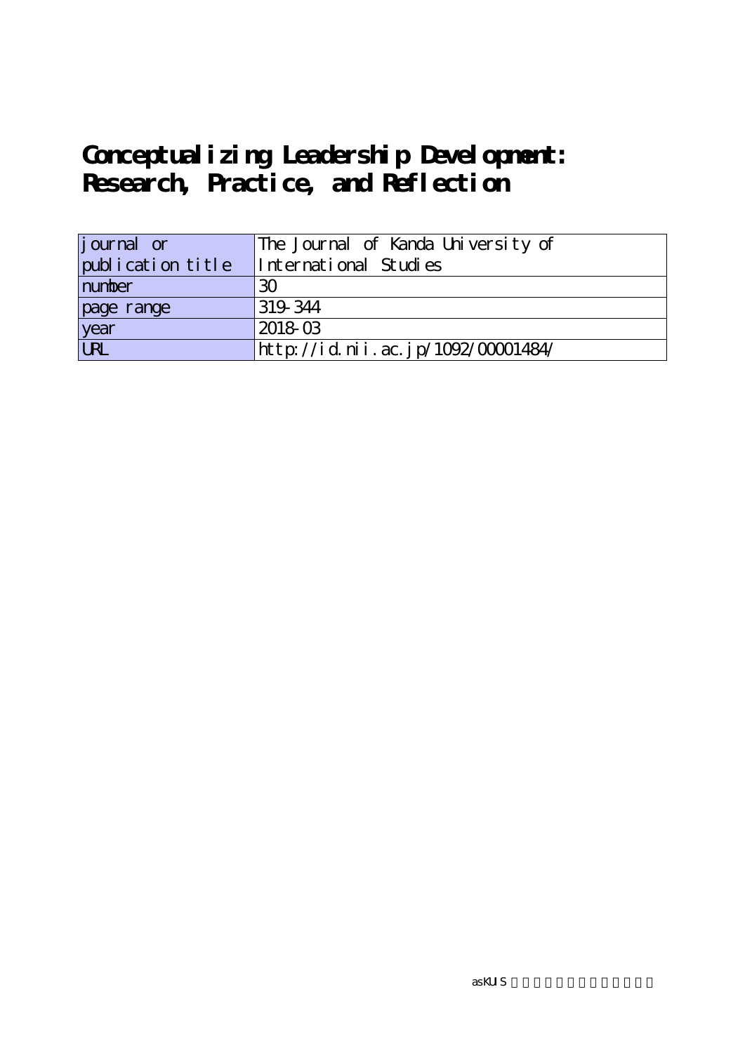# Conceptualizing Leadership Development: Research, Practice, and Reflection

| journal or publication title | The Journal of Kanda University of International Studies |
| --- | --- |
| number | 30 |
| page range | 319-344 |
| year | 2018-03 |
| URL | http://id.nii.ac.jp/1092/00001484/ |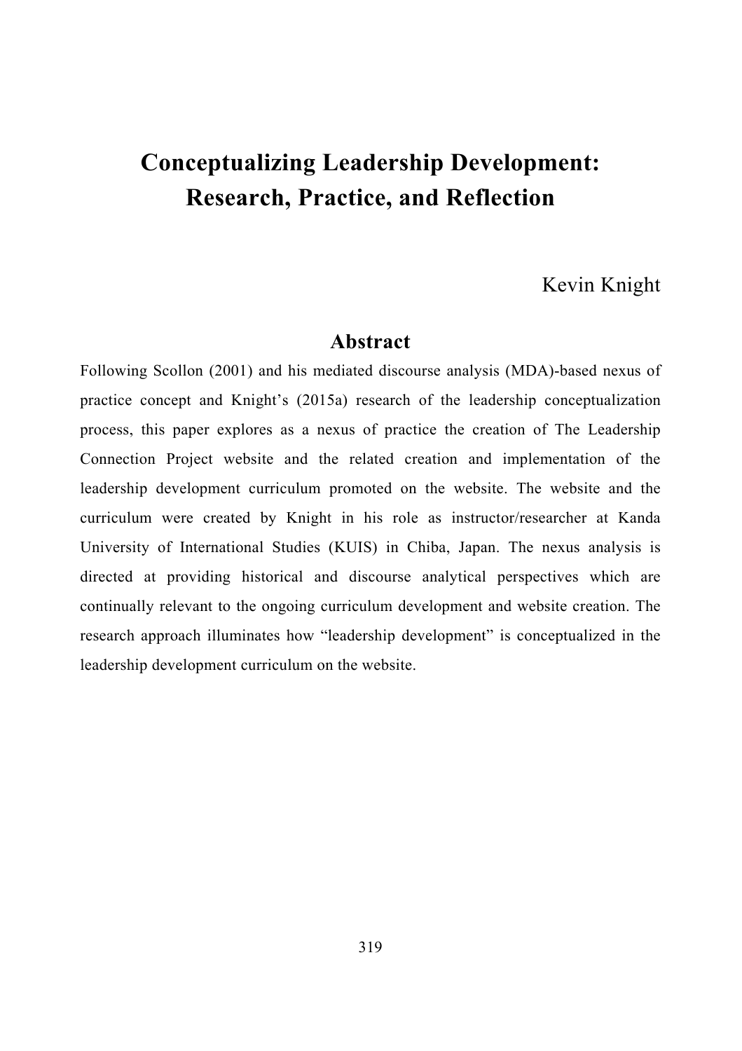# Conceptualizing Leadership Development: Research, Practice, and Reflection

Kevin Knight

## Abstract

Following Scollon (2001) and his mediated discourse analysis (MDA)-based nexus of practice concept and Knight's (2015a) research of the leadership conceptualization process, this paper explores as a nexus of practice the creation of The Leadership Connection Project website and the related creation and implementation of the leadership development curriculum promoted on the website. The website and the curriculum were created by Knight in his role as instructor/researcher at Kanda University of International Studies (KUIS) in Chiba, Japan. The nexus analysis is directed at providing historical and discourse analytical perspectives which are continually relevant to the ongoing curriculum development and website creation. The research approach illuminates how "leadership development" is conceptualized in the leadership development curriculum on the website.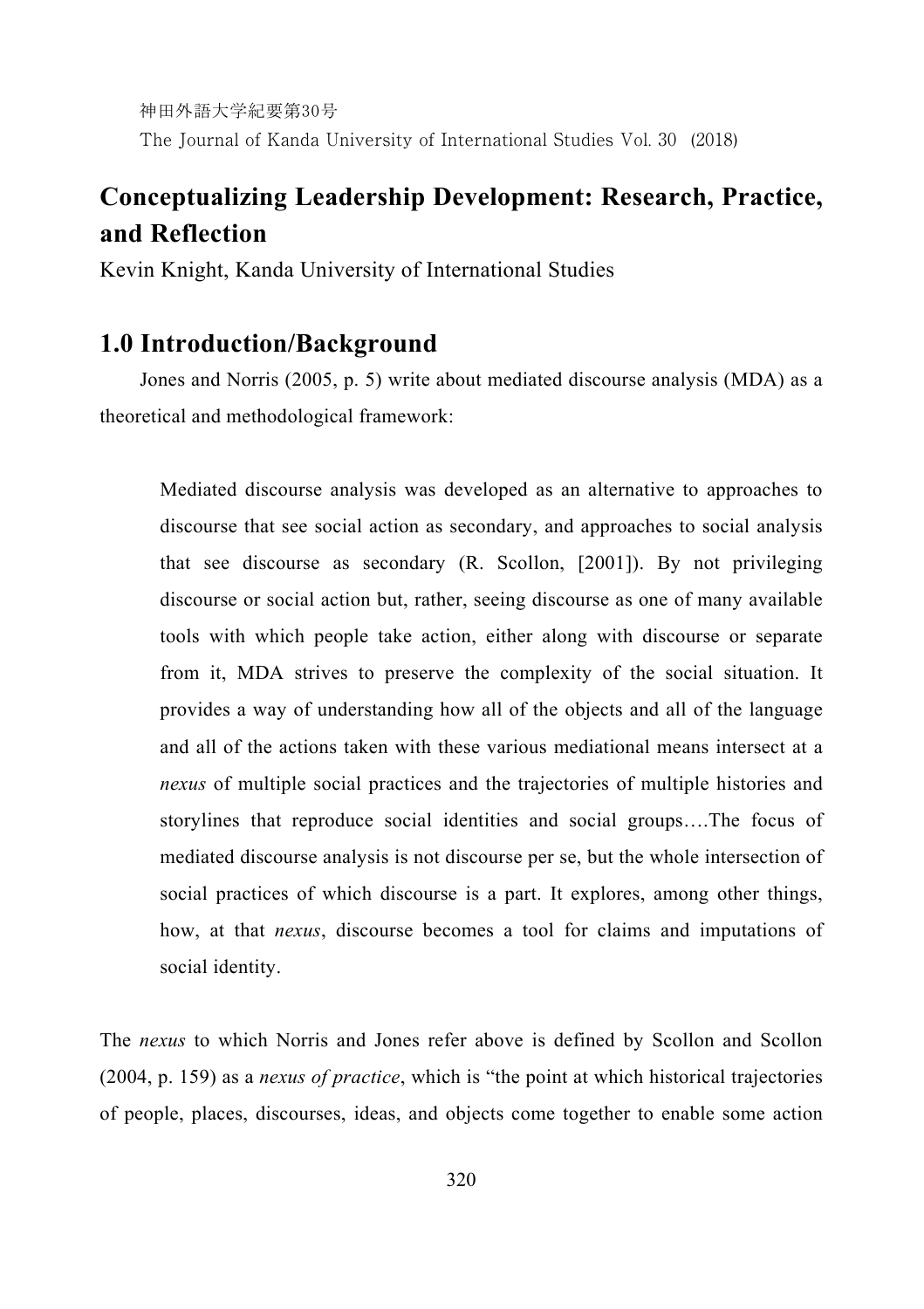# Conceptualizing Leadership Development: Research, Practice, and Reflection

Kevin Knight, Kanda University of International Studies

## 1.0 Introduction/Background

Jones and Norris (2005, p. 5) write about mediated discourse analysis (MDA) as a theoretical and methodological framework:

> Mediated discourse analysis was developed as an alternative to approaches to discourse that see social action as secondary, and approaches to social analysis that see discourse as secondary (R. Scollon, [2001]). By not privileging discourse or social action but, rather, seeing discourse as one of many available tools with which people take action, either along with discourse or separate from it, MDA strives to preserve the complexity of the social situation. It provides a way of understanding how all of the objects and all of the language and all of the actions taken with these various mediational means intersect at a *nexus* of multiple social practices and the trajectories of multiple histories and storylines that reproduce social identities and social groups….The focus of mediated discourse analysis is not discourse per se, but the whole intersection of social practices of which discourse is a part. It explores, among other things, how, at that *nexus*, discourse becomes a tool for claims and imputations of social identity.

The *nexus* to which Norris and Jones refer above is defined by Scollon and Scollon (2004, p. 159) as a *nexus of practice*, which is "the point at which historical trajectories of people, places, discourses, ideas, and objects come together to enable some action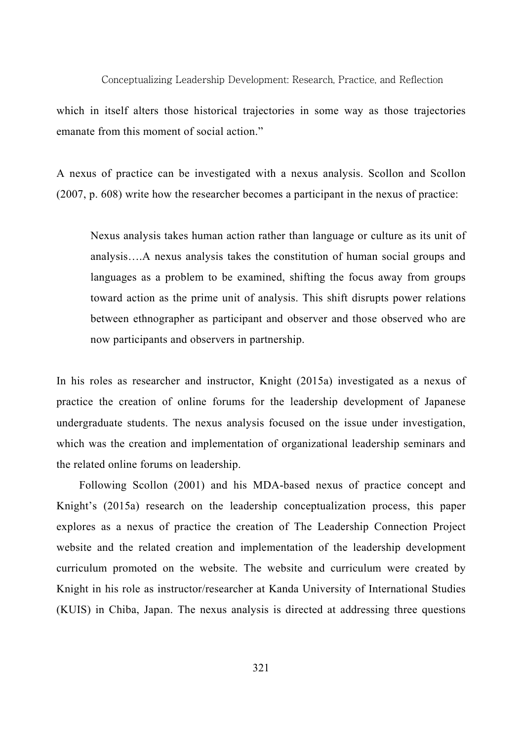which in itself alters those historical trajectories in some way as those trajectories emanate from this moment of social action."

A nexus of practice can be investigated with a nexus analysis. Scollon and Scollon (2007, p. 608) write how the researcher becomes a participant in the nexus of practice:

> Nexus analysis takes human action rather than language or culture as its unit of analysis….A nexus analysis takes the constitution of human social groups and languages as a problem to be examined, shifting the focus away from groups toward action as the prime unit of analysis. This shift disrupts power relations between ethnographer as participant and observer and those observed who are now participants and observers in partnership.

In his roles as researcher and instructor, Knight (2015a) investigated as a nexus of practice the creation of online forums for the leadership development of Japanese undergraduate students. The nexus analysis focused on the issue under investigation, which was the creation and implementation of organizational leadership seminars and the related online forums on leadership.

Following Scollon (2001) and his MDA-based nexus of practice concept and Knight's (2015a) research on the leadership conceptualization process, this paper explores as a nexus of practice the creation of The Leadership Connection Project website and the related creation and implementation of the leadership development curriculum promoted on the website. The website and curriculum were created by Knight in his role as instructor/researcher at Kanda University of International Studies (KUIS) in Chiba, Japan. The nexus analysis is directed at addressing three questions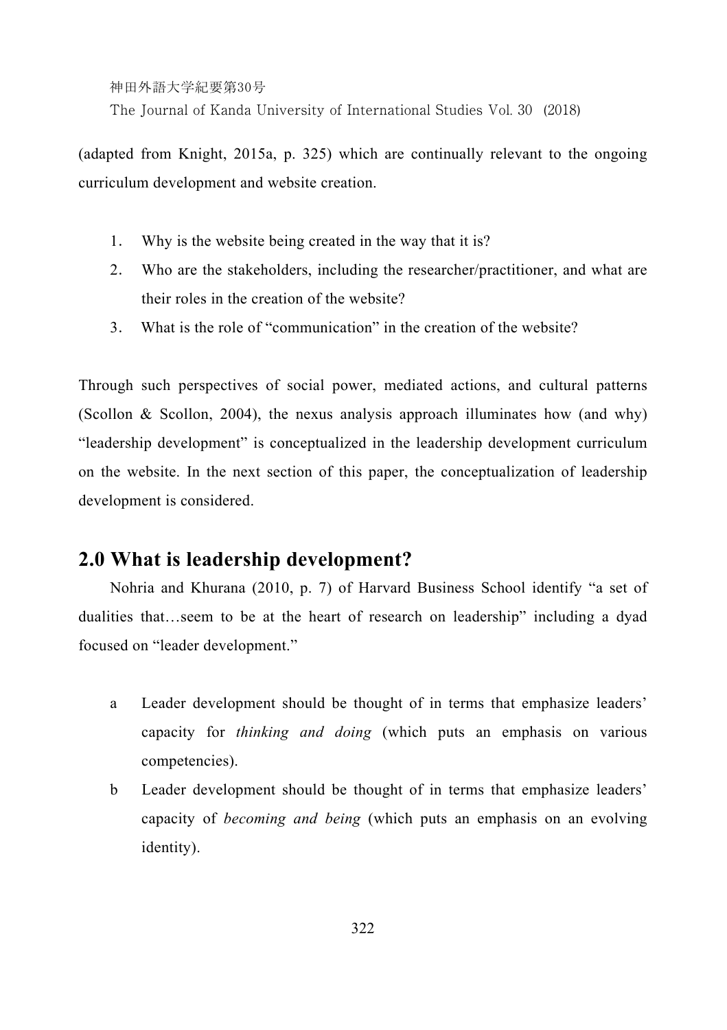(adapted from Knight, 2015a, p. 325) which are continually relevant to the ongoing curriculum development and website creation.

1. Why is the website being created in the way that it is?
2. Who are the stakeholders, including the researcher/practitioner, and what are their roles in the creation of the website?
3. What is the role of "communication" in the creation of the website?

Through such perspectives of social power, mediated actions, and cultural patterns (Scollon & Scollon, 2004), the nexus analysis approach illuminates how (and why) "leadership development" is conceptualized in the leadership development curriculum on the website. In the next section of this paper, the conceptualization of leadership development is considered.

## 2.0 What is leadership development?

Nohria and Khurana (2010, p. 7) of Harvard Business School identify "a set of dualities that…seem to be at the heart of research on leadership" including a dyad focused on "leader development."

a Leader development should be thought of in terms that emphasize leaders' capacity for *thinking and doing* (which puts an emphasis on various competencies).

b Leader development should be thought of in terms that emphasize leaders' capacity of *becoming and being* (which puts an emphasis on an evolving identity).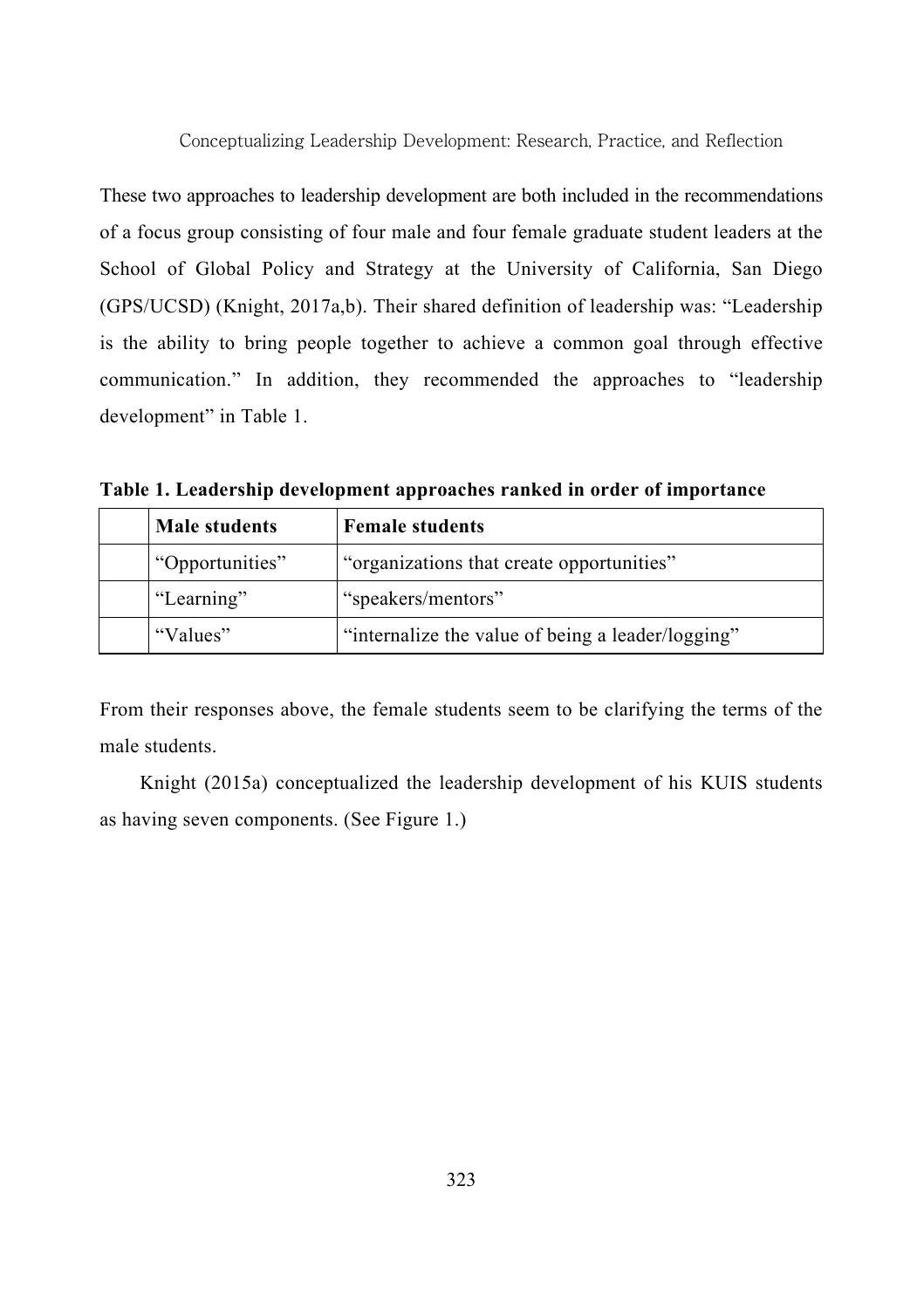These two approaches to leadership development are both included in the recommendations of a focus group consisting of four male and four female graduate student leaders at the School of Global Policy and Strategy at the University of California, San Diego (GPS/UCSD) (Knight, 2017a,b). Their shared definition of leadership was: "Leadership is the ability to bring people together to achieve a common goal through effective communication." In addition, they recommended the approaches to "leadership development" in Table 1.

**Table 1. Leadership development approaches ranked in order of importance**

| | Male students | Female students |
|---|---|---|
| | "Opportunities" | "organizations that create opportunities" |
| | "Learning" | "speakers/mentors" |
| | "Values" | "internalize the value of being a leader/logging" |

From their responses above, the female students seem to be clarifying the terms of the male students.

Knight (2015a) conceptualized the leadership development of his KUIS students as having seven components. (See Figure 1.)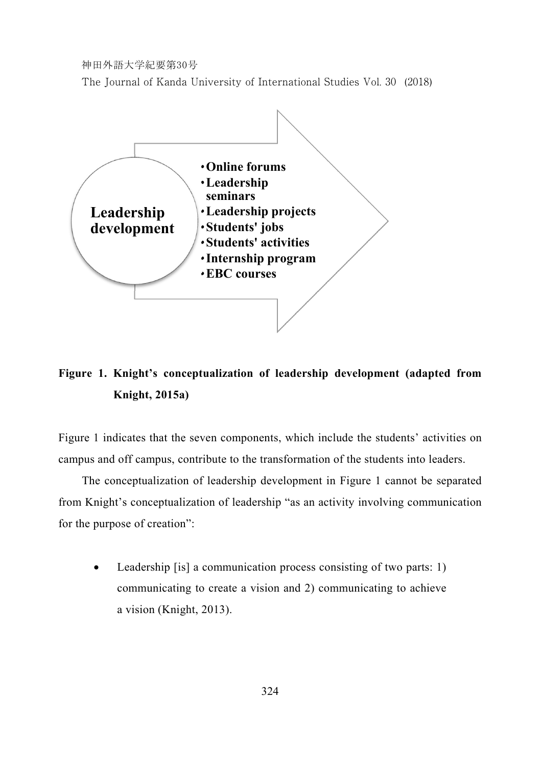Leadership development

- Online forums
- Leadership seminars
- Leadership projects
- Students' jobs
- Students' activities
- Internship program
- EBC courses

**Figure 1. Knight's conceptualization of leadership development (adapted from Knight, 2015a)**

Figure 1 indicates that the seven components, which include the students' activities on campus and off campus, contribute to the transformation of the students into leaders.

The conceptualization of leadership development in Figure 1 cannot be separated from Knight's conceptualization of leadership "as an activity involving communication for the purpose of creation":

- Leadership [is] a communication process consisting of two parts: 1) communicating to create a vision and 2) communicating to achieve a vision (Knight, 2013).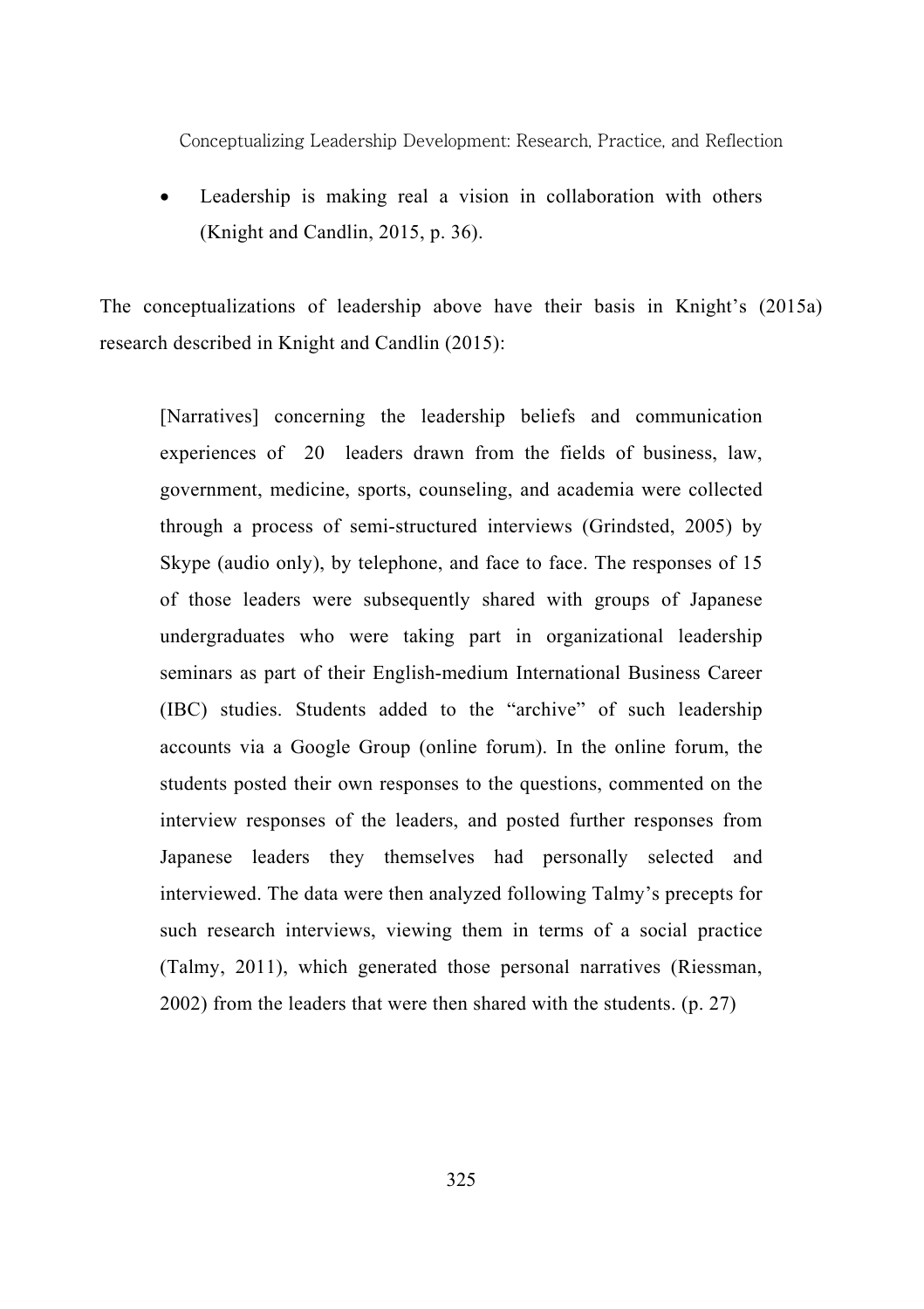- Leadership is making real a vision in collaboration with others (Knight and Candlin, 2015, p. 36).

The conceptualizations of leadership above have their basis in Knight's (2015a) research described in Knight and Candlin (2015):

> [Narratives] concerning the leadership beliefs and communication experiences of 20 leaders drawn from the fields of business, law, government, medicine, sports, counseling, and academia were collected through a process of semi-structured interviews (Grindsted, 2005) by Skype (audio only), by telephone, and face to face. The responses of 15 of those leaders were subsequently shared with groups of Japanese undergraduates who were taking part in organizational leadership seminars as part of their English-medium International Business Career (IBC) studies. Students added to the "archive" of such leadership accounts via a Google Group (online forum). In the online forum, the students posted their own responses to the questions, commented on the interview responses of the leaders, and posted further responses from Japanese leaders they themselves had personally selected and interviewed. The data were then analyzed following Talmy's precepts for such research interviews, viewing them in terms of a social practice (Talmy, 2011), which generated those personal narratives (Riessman, 2002) from the leaders that were then shared with the students. (p. 27)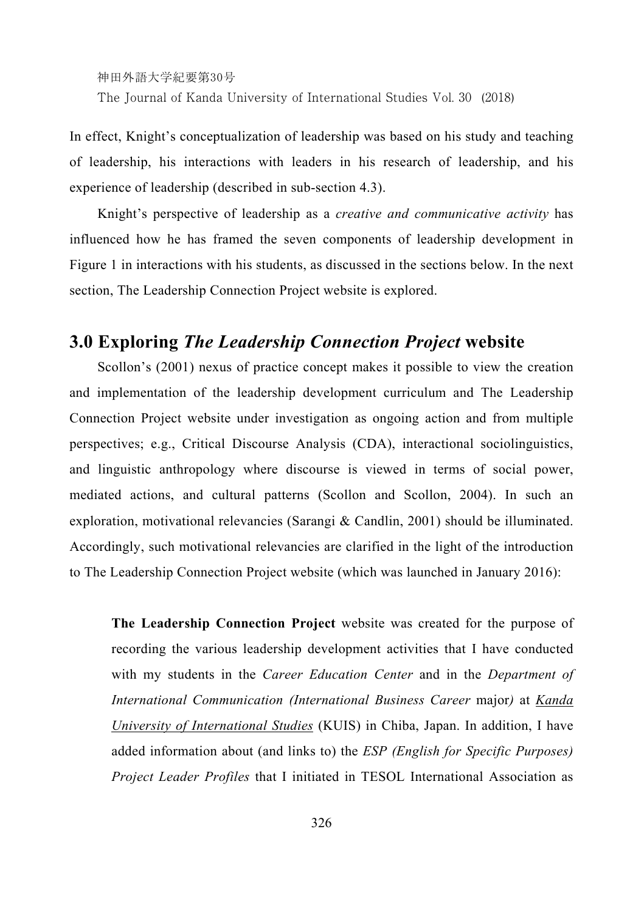In effect, Knight's conceptualization of leadership was based on his study and teaching of leadership, his interactions with leaders in his research of leadership, and his experience of leadership (described in sub-section 4.3).

Knight's perspective of leadership as a *creative and communicative activity* has influenced how he has framed the seven components of leadership development in Figure 1 in interactions with his students, as discussed in the sections below. In the next section, The Leadership Connection Project website is explored.

## 3.0 Exploring *The Leadership Connection Project* website

Scollon's (2001) nexus of practice concept makes it possible to view the creation and implementation of the leadership development curriculum and The Leadership Connection Project website under investigation as ongoing action and from multiple perspectives; e.g., Critical Discourse Analysis (CDA), interactional sociolinguistics, and linguistic anthropology where discourse is viewed in terms of social power, mediated actions, and cultural patterns (Scollon and Scollon, 2004). In such an exploration, motivational relevancies (Sarangi & Candlin, 2001) should be illuminated. Accordingly, such motivational relevancies are clarified in the light of the introduction to The Leadership Connection Project website (which was launched in January 2016):

> **The Leadership Connection Project** website was created for the purpose of recording the various leadership development activities that I have conducted with my students in the *Career Education Center* and in the *Department of International Communication (International Business Career* major*)* at *Kanda University of International Studies* (KUIS) in Chiba, Japan. In addition, I have added information about (and links to) the *ESP (English for Specific Purposes) Project Leader Profiles* that I initiated in TESOL International Association as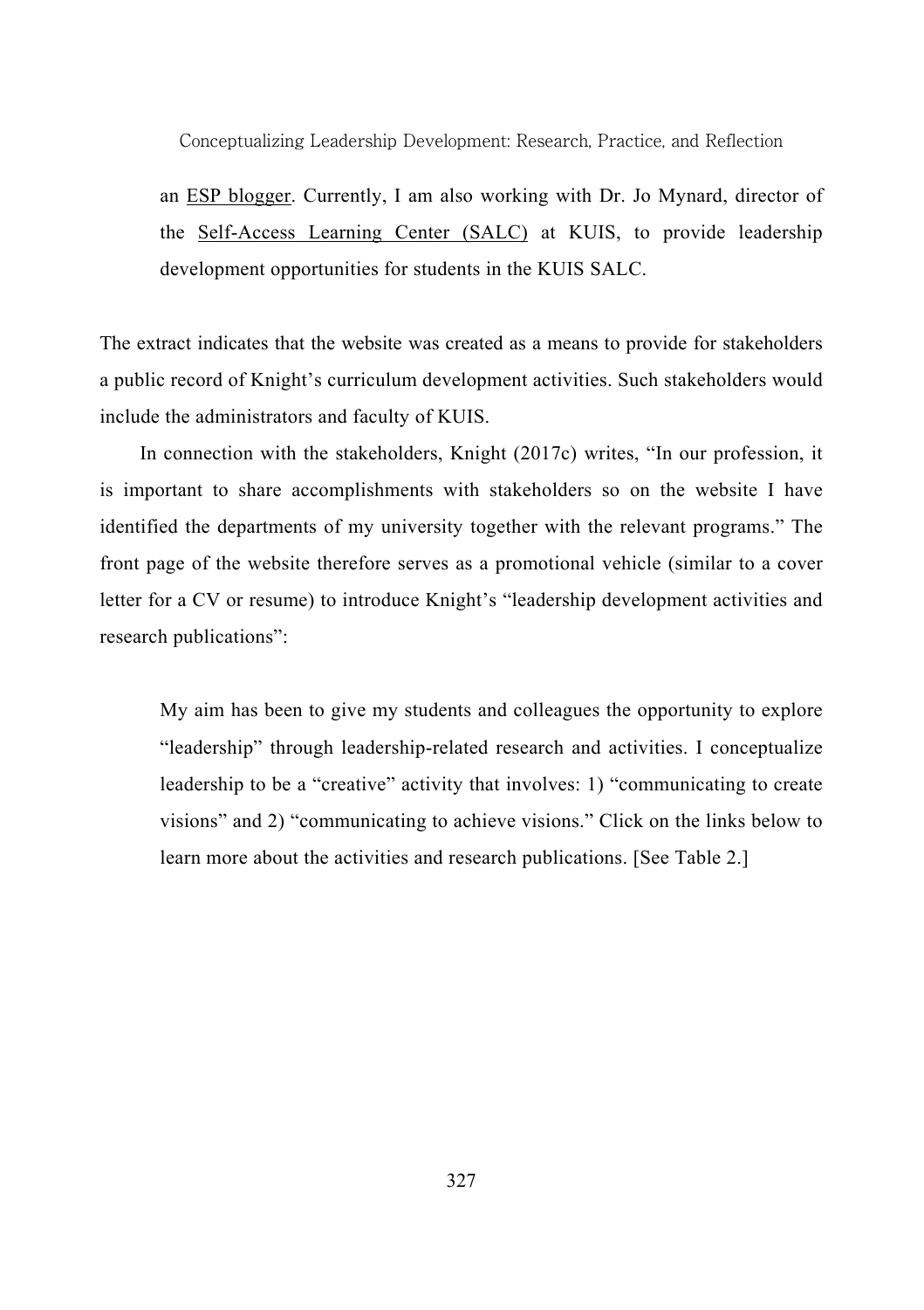an ESP blogger. Currently, I am also working with Dr. Jo Mynard, director of the Self-Access Learning Center (SALC) at KUIS, to provide leadership development opportunities for students in the KUIS SALC.

The extract indicates that the website was created as a means to provide for stakeholders a public record of Knight's curriculum development activities. Such stakeholders would include the administrators and faculty of KUIS.

In connection with the stakeholders, Knight (2017c) writes, "In our profession, it is important to share accomplishments with stakeholders so on the website I have identified the departments of my university together with the relevant programs." The front page of the website therefore serves as a promotional vehicle (similar to a cover letter for a CV or resume) to introduce Knight's "leadership development activities and research publications":

> My aim has been to give my students and colleagues the opportunity to explore "leadership" through leadership-related research and activities. I conceptualize leadership to be a "creative" activity that involves: 1) "communicating to create visions" and 2) "communicating to achieve visions." Click on the links below to learn more about the activities and research publications. [See Table 2.]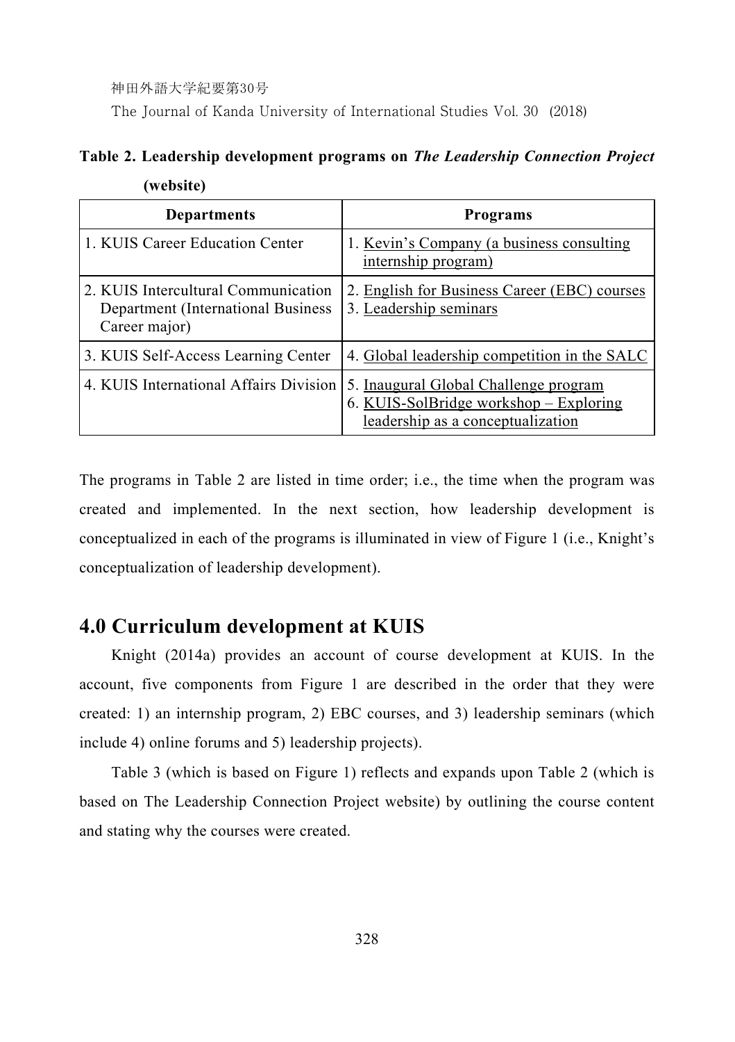**Table 2. Leadership development programs on *The Leadership Connection Project* (website)**

| Departments | Programs |
|---|---|
| 1. KUIS Career Education Center | 1. Kevin's Company (a business consulting internship program) |
| 2. KUIS Intercultural Communication Department (International Business Career major) | 2. English for Business Career (EBC) courses<br>3. Leadership seminars |
| 3. KUIS Self-Access Learning Center | 4. Global leadership competition in the SALC |
| 4. KUIS International Affairs Division | 5. Inaugural Global Challenge program<br>6. KUIS-SolBridge workshop – Exploring leadership as a conceptualization |

The programs in Table 2 are listed in time order; i.e., the time when the program was created and implemented. In the next section, how leadership development is conceptualized in each of the programs is illuminated in view of Figure 1 (i.e., Knight's conceptualization of leadership development).

## 4.0 Curriculum development at KUIS

Knight (2014a) provides an account of course development at KUIS. In the account, five components from Figure 1 are described in the order that they were created: 1) an internship program, 2) EBC courses, and 3) leadership seminars (which include 4) online forums and 5) leadership projects).

Table 3 (which is based on Figure 1) reflects and expands upon Table 2 (which is based on The Leadership Connection Project website) by outlining the course content and stating why the courses were created.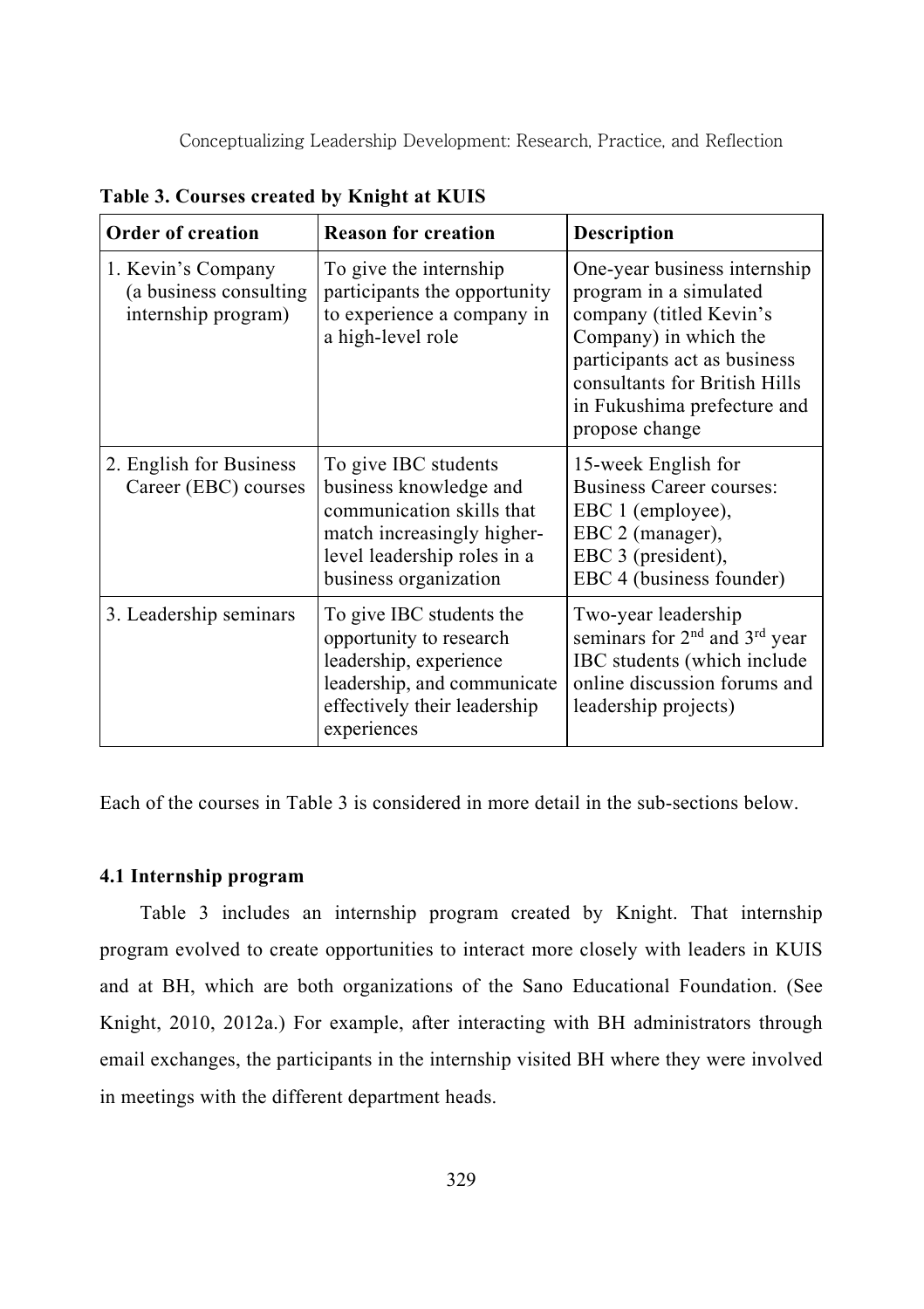**Table 3. Courses created by Knight at KUIS**

| Order of creation | Reason for creation | Description |
|---|---|---|
| 1. Kevin's Company (a business consulting internship program) | To give the internship participants the opportunity to experience a company in a high-level role | One-year business internship program in a simulated company (titled Kevin's Company) in which the participants act as business consultants for British Hills in Fukushima prefecture and propose change |
| 2. English for Business Career (EBC) courses | To give IBC students business knowledge and communication skills that match increasingly higher-level leadership roles in a business organization | 15-week English for Business Career courses: EBC 1 (employee), EBC 2 (manager), EBC 3 (president), EBC 4 (business founder) |
| 3. Leadership seminars | To give IBC students the opportunity to research leadership, experience leadership, and communicate effectively their leadership experiences | Two-year leadership seminars for 2nd and 3rd year IBC students (which include online discussion forums and leadership projects) |

Each of the courses in Table 3 is considered in more detail in the sub-sections below.

### 4.1 Internship program

Table 3 includes an internship program created by Knight. That internship program evolved to create opportunities to interact more closely with leaders in KUIS and at BH, which are both organizations of the Sano Educational Foundation. (See Knight, 2010, 2012a.) For example, after interacting with BH administrators through email exchanges, the participants in the internship visited BH where they were involved in meetings with the different department heads.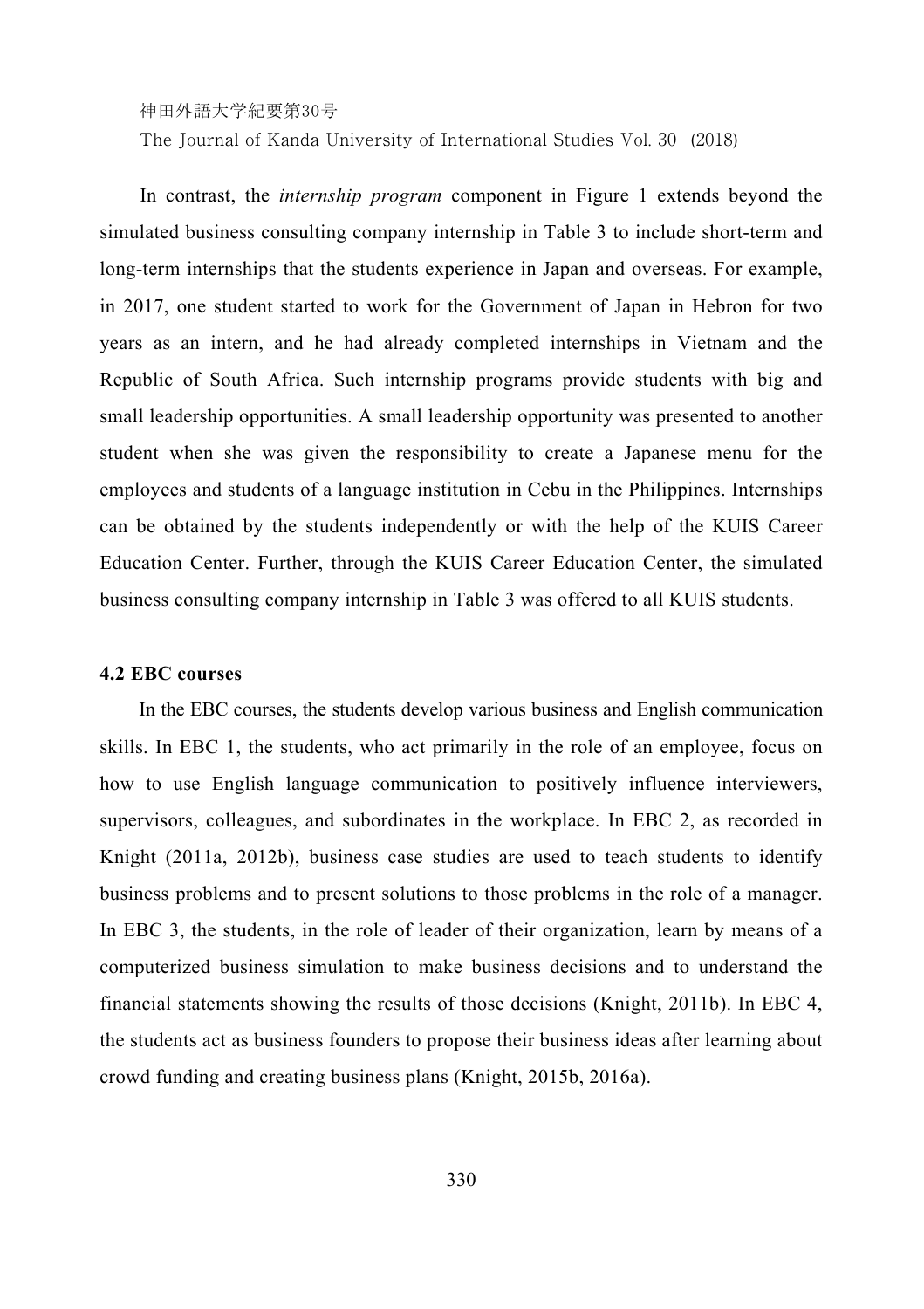In contrast, the *internship program* component in Figure 1 extends beyond the simulated business consulting company internship in Table 3 to include short-term and long-term internships that the students experience in Japan and overseas. For example, in 2017, one student started to work for the Government of Japan in Hebron for two years as an intern, and he had already completed internships in Vietnam and the Republic of South Africa. Such internship programs provide students with big and small leadership opportunities. A small leadership opportunity was presented to another student when she was given the responsibility to create a Japanese menu for the employees and students of a language institution in Cebu in the Philippines. Internships can be obtained by the students independently or with the help of the KUIS Career Education Center. Further, through the KUIS Career Education Center, the simulated business consulting company internship in Table 3 was offered to all KUIS students.

### 4.2 EBC courses

In the EBC courses, the students develop various business and English communication skills. In EBC 1, the students, who act primarily in the role of an employee, focus on how to use English language communication to positively influence interviewers, supervisors, colleagues, and subordinates in the workplace. In EBC 2, as recorded in Knight (2011a, 2012b), business case studies are used to teach students to identify business problems and to present solutions to those problems in the role of a manager. In EBC 3, the students, in the role of leader of their organization, learn by means of a computerized business simulation to make business decisions and to understand the financial statements showing the results of those decisions (Knight, 2011b). In EBC 4, the students act as business founders to propose their business ideas after learning about crowd funding and creating business plans (Knight, 2015b, 2016a).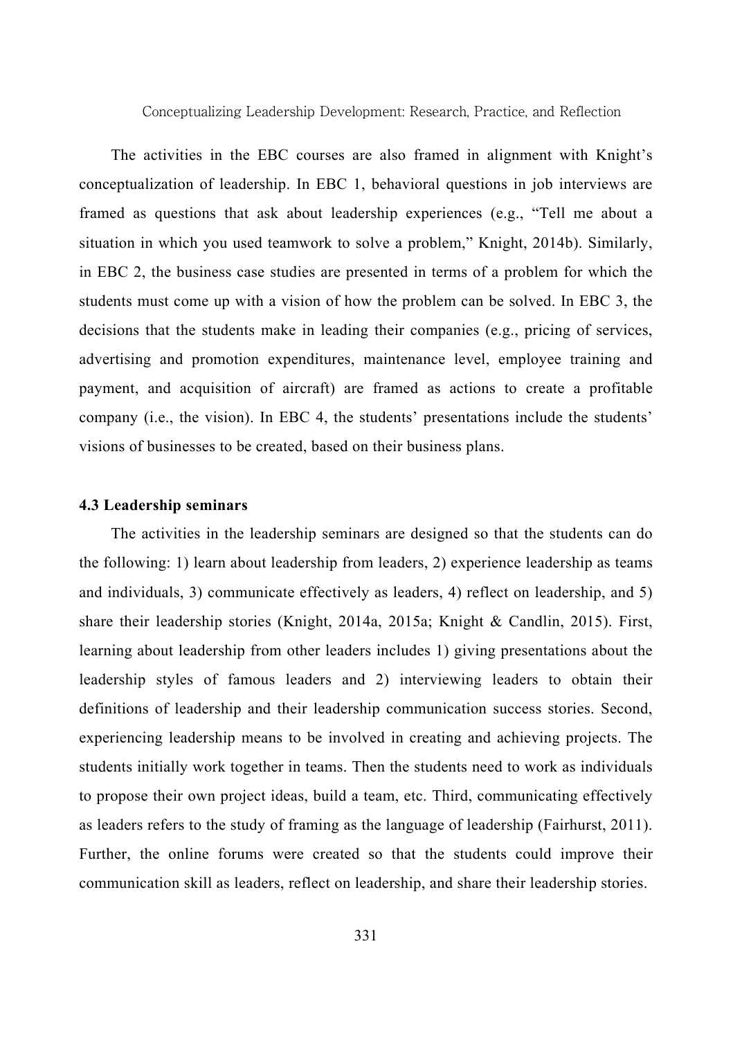The activities in the EBC courses are also framed in alignment with Knight's conceptualization of leadership. In EBC 1, behavioral questions in job interviews are framed as questions that ask about leadership experiences (e.g., "Tell me about a situation in which you used teamwork to solve a problem," Knight, 2014b). Similarly, in EBC 2, the business case studies are presented in terms of a problem for which the students must come up with a vision of how the problem can be solved. In EBC 3, the decisions that the students make in leading their companies (e.g., pricing of services, advertising and promotion expenditures, maintenance level, employee training and payment, and acquisition of aircraft) are framed as actions to create a profitable company (i.e., the vision). In EBC 4, the students' presentations include the students' visions of businesses to be created, based on their business plans.

### 4.3 Leadership seminars

The activities in the leadership seminars are designed so that the students can do the following: 1) learn about leadership from leaders, 2) experience leadership as teams and individuals, 3) communicate effectively as leaders, 4) reflect on leadership, and 5) share their leadership stories (Knight, 2014a, 2015a; Knight & Candlin, 2015). First, learning about leadership from other leaders includes 1) giving presentations about the leadership styles of famous leaders and 2) interviewing leaders to obtain their definitions of leadership and their leadership communication success stories. Second, experiencing leadership means to be involved in creating and achieving projects. The students initially work together in teams. Then the students need to work as individuals to propose their own project ideas, build a team, etc. Third, communicating effectively as leaders refers to the study of framing as the language of leadership (Fairhurst, 2011). Further, the online forums were created so that the students could improve their communication skill as leaders, reflect on leadership, and share their leadership stories.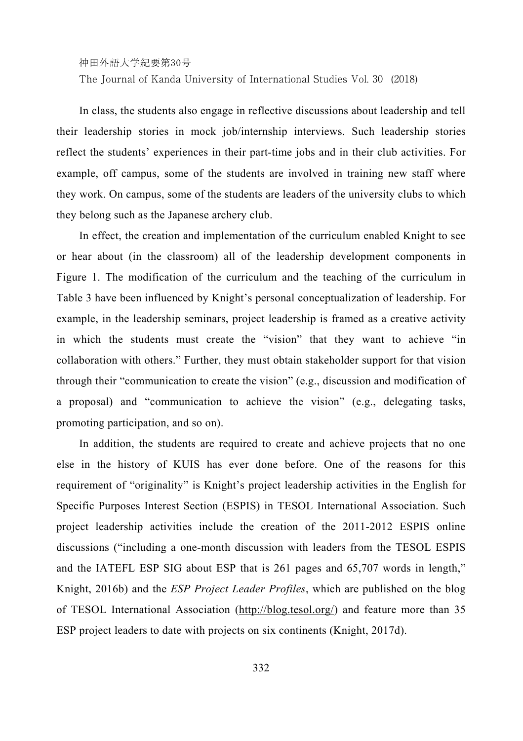In class, the students also engage in reflective discussions about leadership and tell their leadership stories in mock job/internship interviews. Such leadership stories reflect the students' experiences in their part-time jobs and in their club activities. For example, off campus, some of the students are involved in training new staff where they work. On campus, some of the students are leaders of the university clubs to which they belong such as the Japanese archery club.

In effect, the creation and implementation of the curriculum enabled Knight to see or hear about (in the classroom) all of the leadership development components in Figure 1. The modification of the curriculum and the teaching of the curriculum in Table 3 have been influenced by Knight's personal conceptualization of leadership. For example, in the leadership seminars, project leadership is framed as a creative activity in which the students must create the "vision" that they want to achieve "in collaboration with others." Further, they must obtain stakeholder support for that vision through their "communication to create the vision" (e.g., discussion and modification of a proposal) and "communication to achieve the vision" (e.g., delegating tasks, promoting participation, and so on).

In addition, the students are required to create and achieve projects that no one else in the history of KUIS has ever done before. One of the reasons for this requirement of "originality" is Knight's project leadership activities in the English for Specific Purposes Interest Section (ESPIS) in TESOL International Association. Such project leadership activities include the creation of the 2011-2012 ESPIS online discussions ("including a one-month discussion with leaders from the TESOL ESPIS and the IATEFL ESP SIG about ESP that is 261 pages and 65,707 words in length," Knight, 2016b) and the *ESP Project Leader Profiles*, which are published on the blog of TESOL International Association (http://blog.tesol.org/) and feature more than 35 ESP project leaders to date with projects on six continents (Knight, 2017d).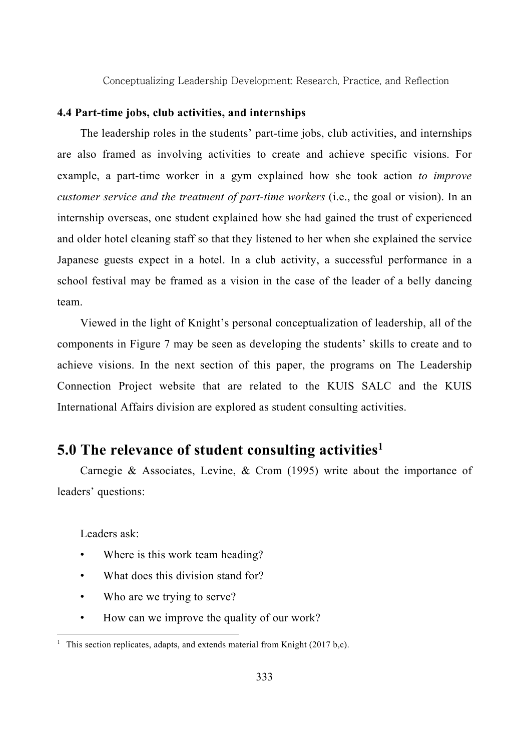### 4.4 Part-time jobs, club activities, and internships

The leadership roles in the students' part-time jobs, club activities, and internships are also framed as involving activities to create and achieve specific visions. For example, a part-time worker in a gym explained how she took action *to improve customer service and the treatment of part-time workers* (i.e., the goal or vision). In an internship overseas, one student explained how she had gained the trust of experienced and older hotel cleaning staff so that they listened to her when she explained the service Japanese guests expect in a hotel. In a club activity, a successful performance in a school festival may be framed as a vision in the case of the leader of a belly dancing team.

Viewed in the light of Knight's personal conceptualization of leadership, all of the components in Figure 7 may be seen as developing the students' skills to create and to achieve visions. In the next section of this paper, the programs on The Leadership Connection Project website that are related to the KUIS SALC and the KUIS International Affairs division are explored as student consulting activities.

## 5.0 The relevance of student consulting activities[1]

Carnegie & Associates, Levine, & Crom (1995) write about the importance of leaders' questions:

Leaders ask:

- Where is this work team heading?
- What does this division stand for?
- Who are we trying to serve?
- How can we improve the quality of our work?

[1] This section replicates, adapts, and extends material from Knight (2017 b,c).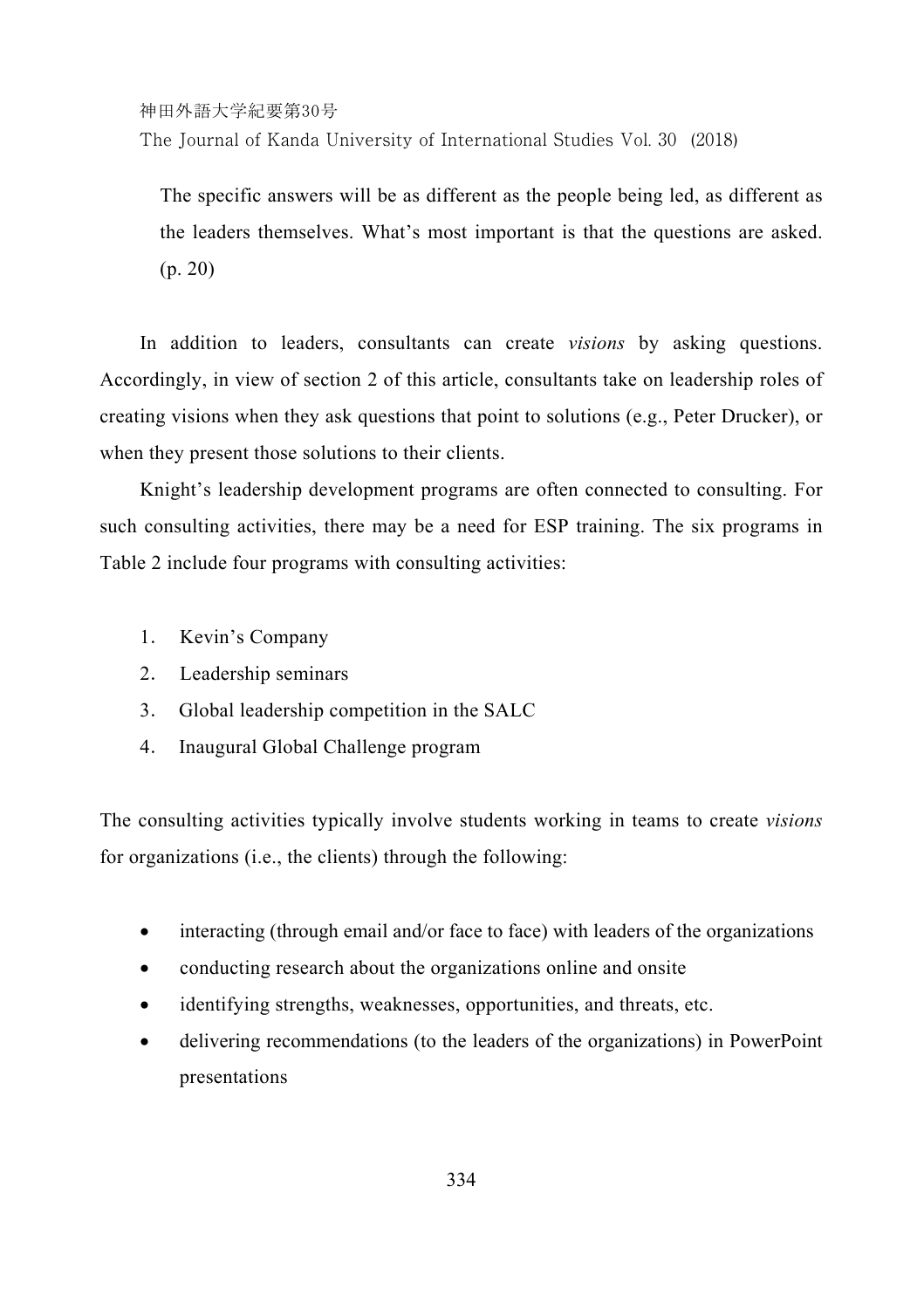> The specific answers will be as different as the people being led, as different as the leaders themselves. What's most important is that the questions are asked. (p. 20)

In addition to leaders, consultants can create *visions* by asking questions. Accordingly, in view of section 2 of this article, consultants take on leadership roles of creating visions when they ask questions that point to solutions (e.g., Peter Drucker), or when they present those solutions to their clients.

Knight's leadership development programs are often connected to consulting. For such consulting activities, there may be a need for ESP training. The six programs in Table 2 include four programs with consulting activities:

1. Kevin's Company
2. Leadership seminars
3. Global leadership competition in the SALC
4. Inaugural Global Challenge program

The consulting activities typically involve students working in teams to create *visions* for organizations (i.e., the clients) through the following:

- interacting (through email and/or face to face) with leaders of the organizations
- conducting research about the organizations online and onsite
- identifying strengths, weaknesses, opportunities, and threats, etc.
- delivering recommendations (to the leaders of the organizations) in PowerPoint presentations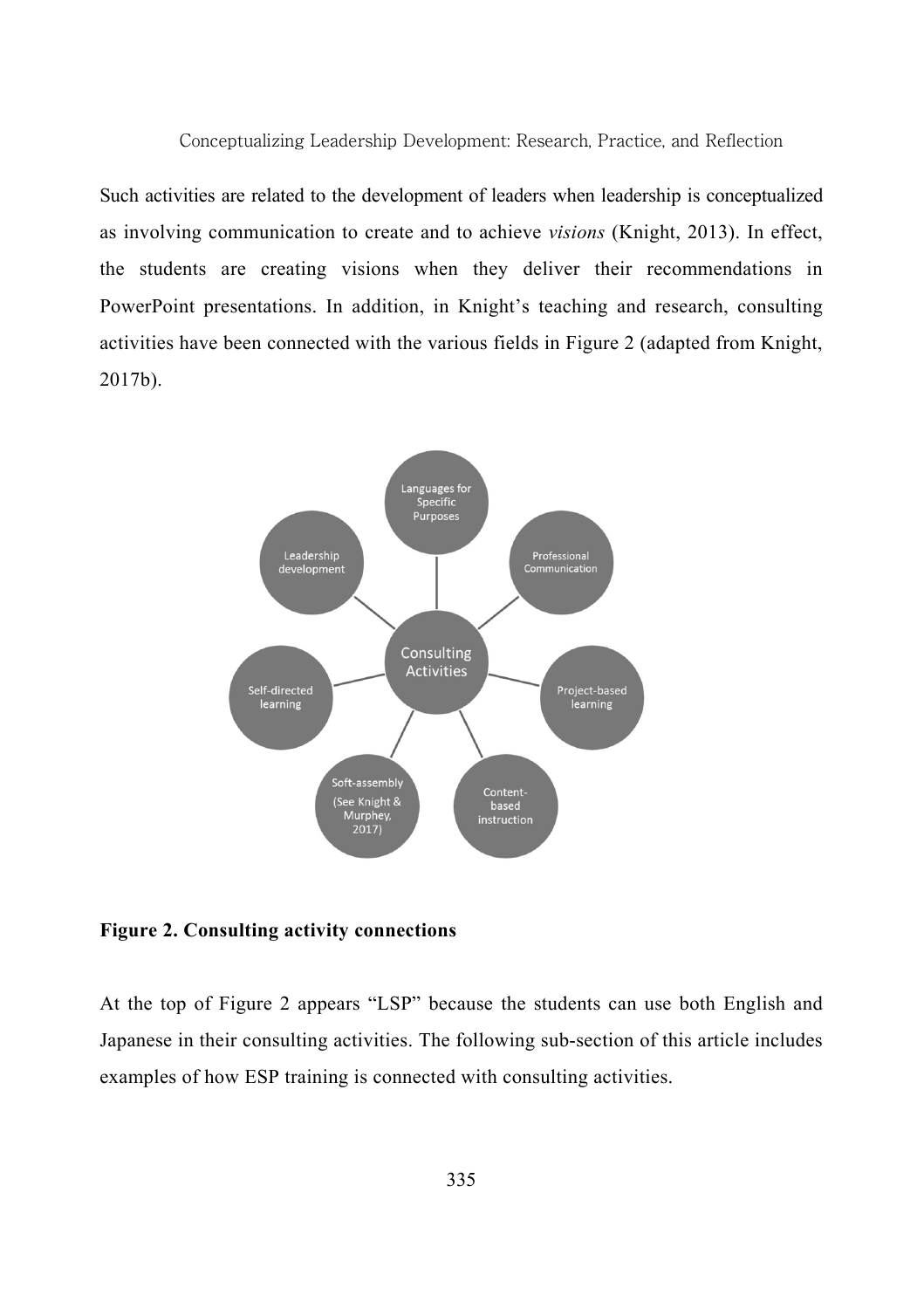Such activities are related to the development of leaders when leadership is conceptualized as involving communication to create and to achieve *visions* (Knight, 2013). In effect, the students are creating visions when they deliver their recommendations in PowerPoint presentations. In addition, in Knight's teaching and research, consulting activities have been connected with the various fields in Figure 2 (adapted from Knight, 2017b).

**Figure 2. Consulting activity connections**

At the top of Figure 2 appears "LSP" because the students can use both English and Japanese in their consulting activities. The following sub-section of this article includes examples of how ESP training is connected with consulting activities.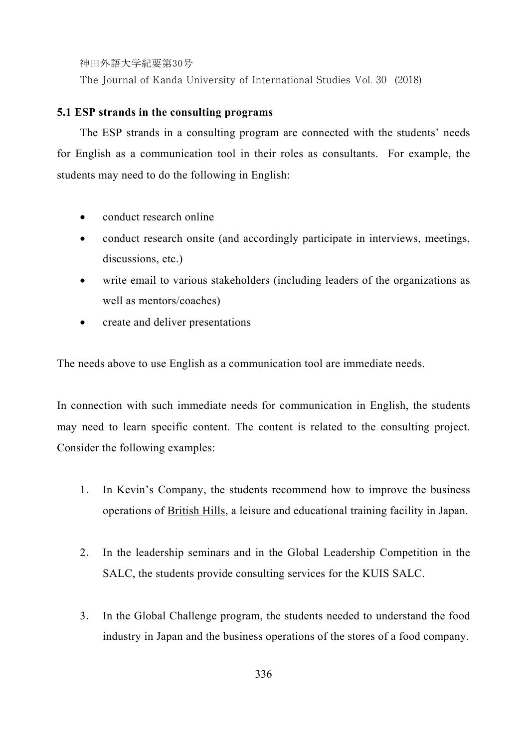### 5.1 ESP strands in the consulting programs

The ESP strands in a consulting program are connected with the students' needs for English as a communication tool in their roles as consultants. For example, the students may need to do the following in English:

- conduct research online
- conduct research onsite (and accordingly participate in interviews, meetings, discussions, etc.)
- write email to various stakeholders (including leaders of the organizations as well as mentors/coaches)
- create and deliver presentations

The needs above to use English as a communication tool are immediate needs.

In connection with such immediate needs for communication in English, the students may need to learn specific content. The content is related to the consulting project. Consider the following examples:

1. In Kevin's Company, the students recommend how to improve the business operations of British Hills, a leisure and educational training facility in Japan.

2. In the leadership seminars and in the Global Leadership Competition in the SALC, the students provide consulting services for the KUIS SALC.

3. In the Global Challenge program, the students needed to understand the food industry in Japan and the business operations of the stores of a food company.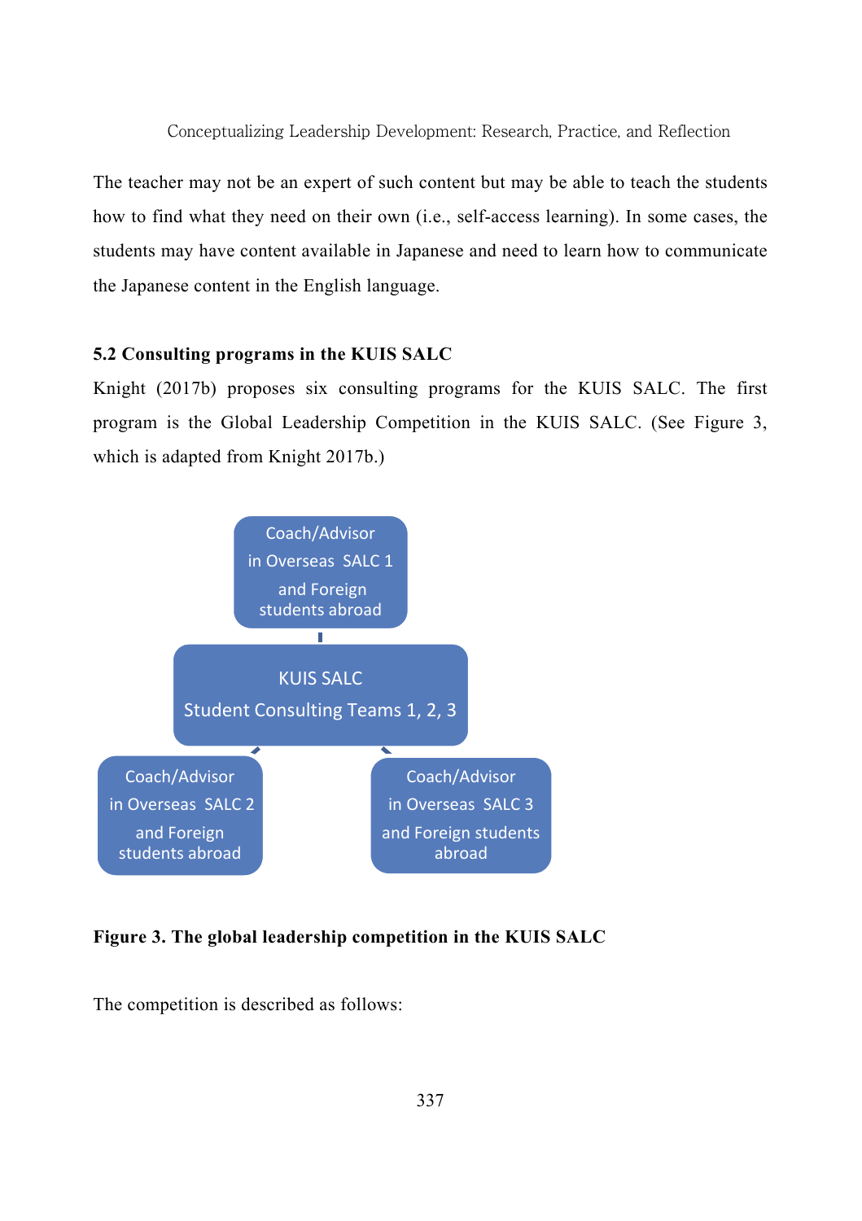The teacher may not be an expert of such content but may be able to teach the students how to find what they need on their own (i.e., self-access learning). In some cases, the students may have content available in Japanese and need to learn how to communicate the Japanese content in the English language.

### 5.2 Consulting programs in the KUIS SALC

Knight (2017b) proposes six consulting programs for the KUIS SALC. The first program is the Global Leadership Competition in the KUIS SALC. (See Figure 3, which is adapted from Knight 2017b.)

Coach/Advisor in Overseas SALC 1 and Foreign students abroad

KUIS SALC Student Consulting Teams 1, 2, 3

Coach/Advisor in Overseas SALC 2 and Foreign students abroad

Coach/Advisor in Overseas SALC 3 and Foreign students abroad

**Figure 3. The global leadership competition in the KUIS SALC**

The competition is described as follows: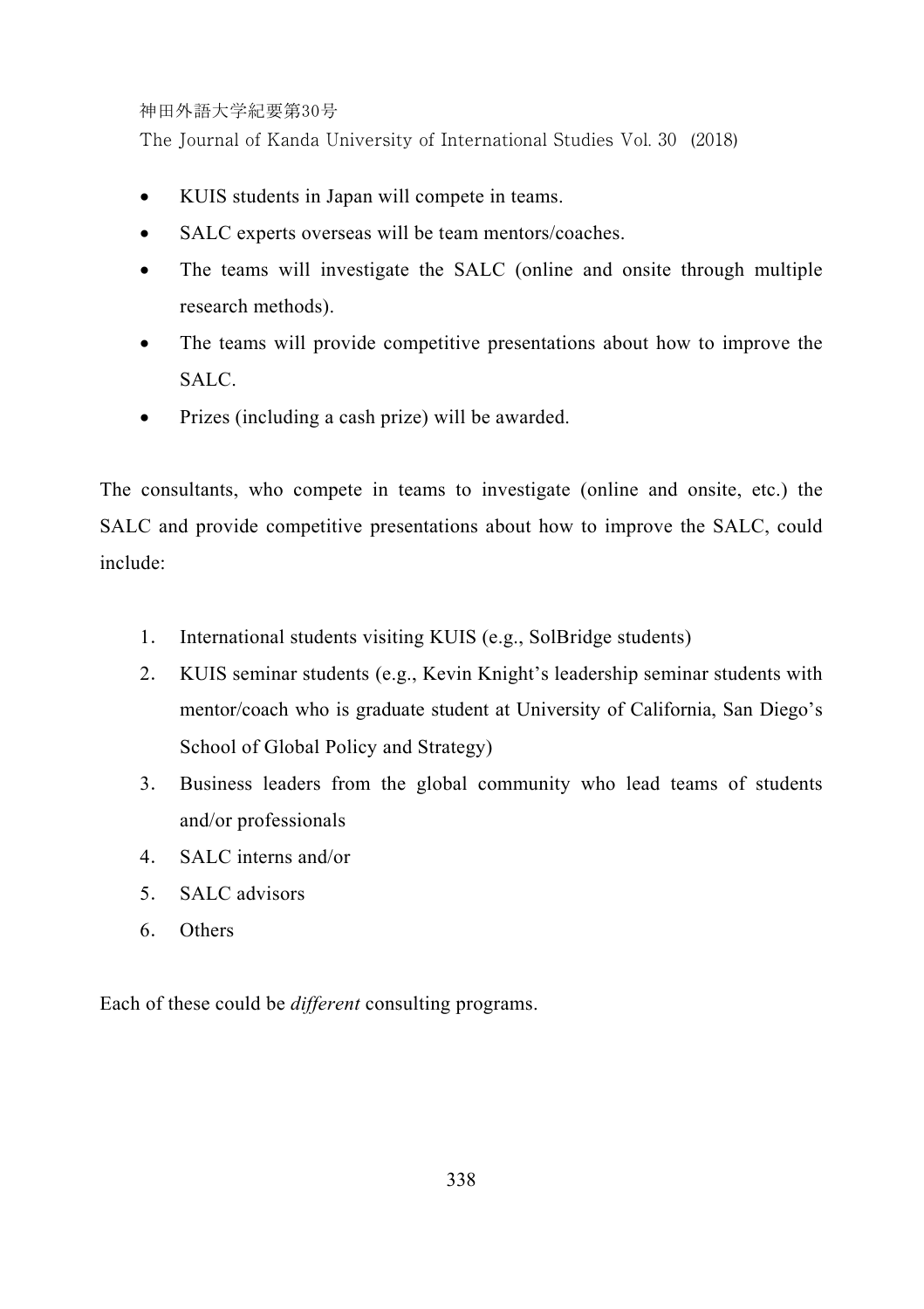- KUIS students in Japan will compete in teams.
- SALC experts overseas will be team mentors/coaches.
- The teams will investigate the SALC (online and onsite through multiple research methods).
- The teams will provide competitive presentations about how to improve the SALC.
- Prizes (including a cash prize) will be awarded.

The consultants, who compete in teams to investigate (online and onsite, etc.) the SALC and provide competitive presentations about how to improve the SALC, could include:

1. International students visiting KUIS (e.g., SolBridge students)
2. KUIS seminar students (e.g., Kevin Knight's leadership seminar students with mentor/coach who is graduate student at University of California, San Diego's School of Global Policy and Strategy)
3. Business leaders from the global community who lead teams of students and/or professionals
4. SALC interns and/or
5. SALC advisors
6. Others

Each of these could be *different* consulting programs.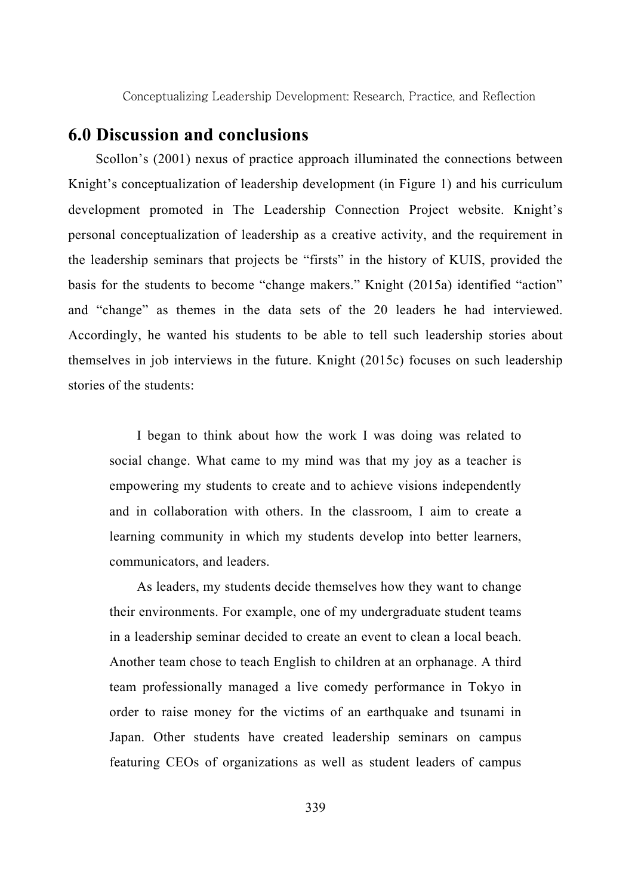## 6.0 Discussion and conclusions

Scollon's (2001) nexus of practice approach illuminated the connections between Knight's conceptualization of leadership development (in Figure 1) and his curriculum development promoted in The Leadership Connection Project website. Knight's personal conceptualization of leadership as a creative activity, and the requirement in the leadership seminars that projects be "firsts" in the history of KUIS, provided the basis for the students to become "change makers." Knight (2015a) identified "action" and "change" as themes in the data sets of the 20 leaders he had interviewed. Accordingly, he wanted his students to be able to tell such leadership stories about themselves in job interviews in the future. Knight (2015c) focuses on such leadership stories of the students:

> I began to think about how the work I was doing was related to social change. What came to my mind was that my joy as a teacher is empowering my students to create and to achieve visions independently and in collaboration with others. In the classroom, I aim to create a learning community in which my students develop into better learners, communicators, and leaders.
>
> As leaders, my students decide themselves how they want to change their environments. For example, one of my undergraduate student teams in a leadership seminar decided to create an event to clean a local beach. Another team chose to teach English to children at an orphanage. A third team professionally managed a live comedy performance in Tokyo in order to raise money for the victims of an earthquake and tsunami in Japan. Other students have created leadership seminars on campus featuring CEOs of organizations as well as student leaders of campus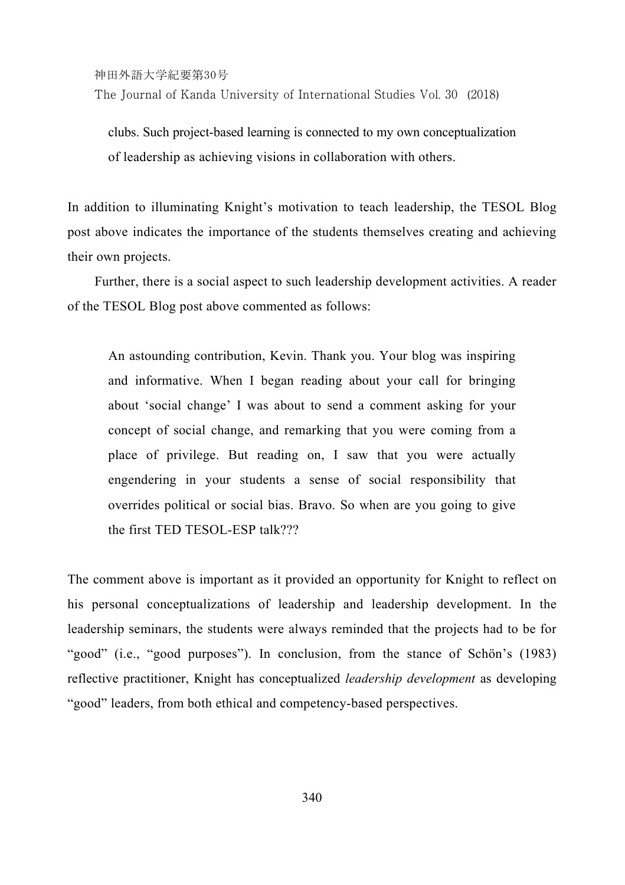> clubs. Such project-based learning is connected to my own conceptualization of leadership as achieving visions in collaboration with others.

In addition to illuminating Knight's motivation to teach leadership, the TESOL Blog post above indicates the importance of the students themselves creating and achieving their own projects.

Further, there is a social aspect to such leadership development activities. A reader of the TESOL Blog post above commented as follows:

> An astounding contribution, Kevin. Thank you. Your blog was inspiring and informative. When I began reading about your call for bringing about 'social change' I was about to send a comment asking for your concept of social change, and remarking that you were coming from a place of privilege. But reading on, I saw that you were actually engendering in your students a sense of social responsibility that overrides political or social bias. Bravo. So when are you going to give the first TED TESOL-ESP talk???

The comment above is important as it provided an opportunity for Knight to reflect on his personal conceptualizations of leadership and leadership development. In the leadership seminars, the students were always reminded that the projects had to be for "good" (i.e., "good purposes"). In conclusion, from the stance of Schön's (1983) reflective practitioner, Knight has conceptualized *leadership development* as developing "good" leaders, from both ethical and competency-based perspectives.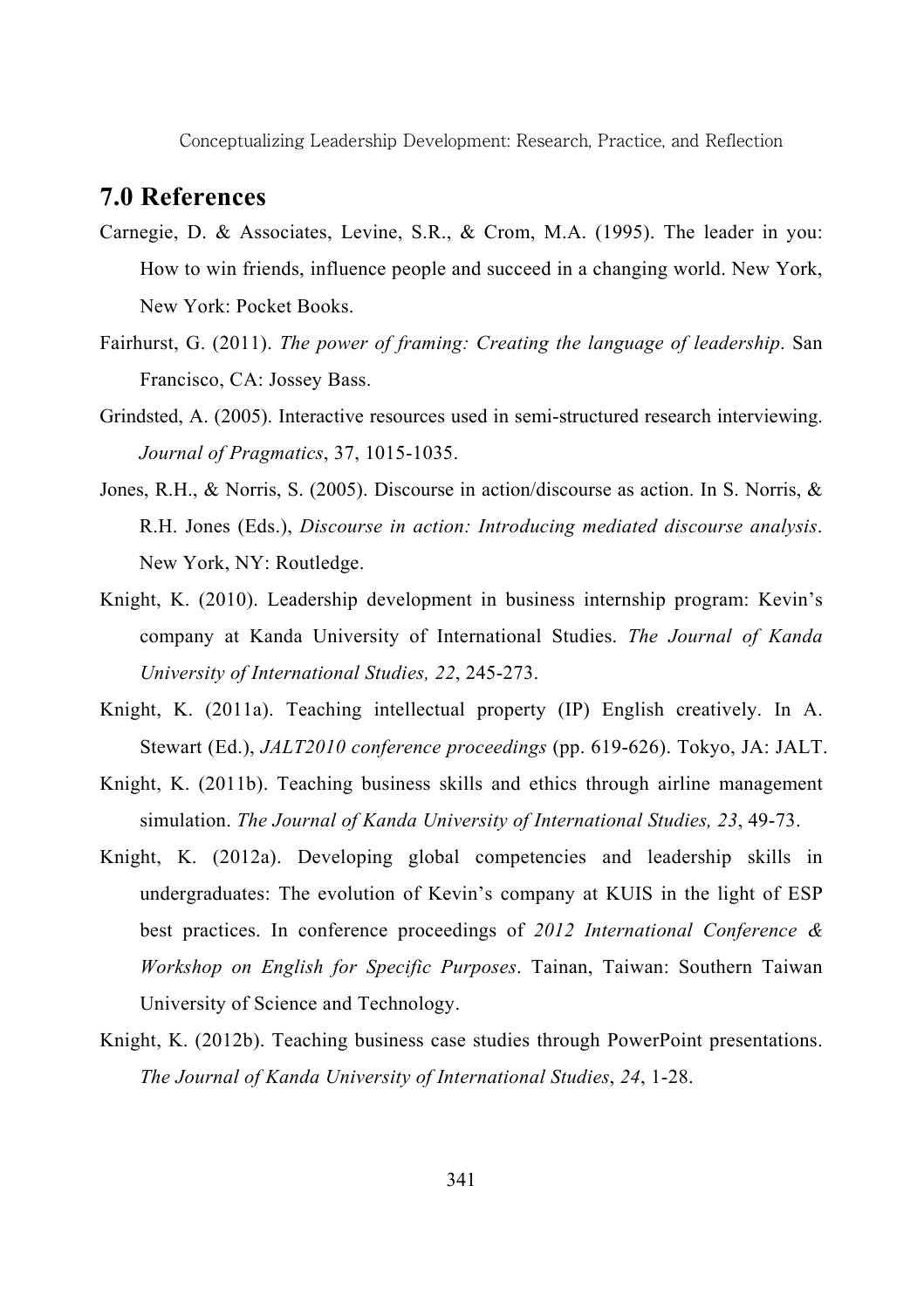## 7.0 References

Carnegie, D. & Associates, Levine, S.R., & Crom, M.A. (1995). The leader in you: How to win friends, influence people and succeed in a changing world. New York, New York: Pocket Books.

Fairhurst, G. (2011). *The power of framing: Creating the language of leadership*. San Francisco, CA: Jossey Bass.

Grindsted, A. (2005). Interactive resources used in semi-structured research interviewing. *Journal of Pragmatics*, 37, 1015-1035.

Jones, R.H., & Norris, S. (2005). Discourse in action/discourse as action. In S. Norris, & R.H. Jones (Eds.), *Discourse in action: Introducing mediated discourse analysis*. New York, NY: Routledge.

Knight, K. (2010). Leadership development in business internship program: Kevin's company at Kanda University of International Studies. *The Journal of Kanda University of International Studies, 22*, 245-273.

Knight, K. (2011a). Teaching intellectual property (IP) English creatively. In A. Stewart (Ed.), *JALT2010 conference proceedings* (pp. 619-626). Tokyo, JA: JALT.

Knight, K. (2011b). Teaching business skills and ethics through airline management simulation. *The Journal of Kanda University of International Studies, 23*, 49-73.

Knight, K. (2012a). Developing global competencies and leadership skills in undergraduates: The evolution of Kevin's company at KUIS in the light of ESP best practices. In conference proceedings of *2012 International Conference & Workshop on English for Specific Purposes*. Tainan, Taiwan: Southern Taiwan University of Science and Technology.

Knight, K. (2012b). Teaching business case studies through PowerPoint presentations. *The Journal of Kanda University of International Studies*, *24*, 1-28.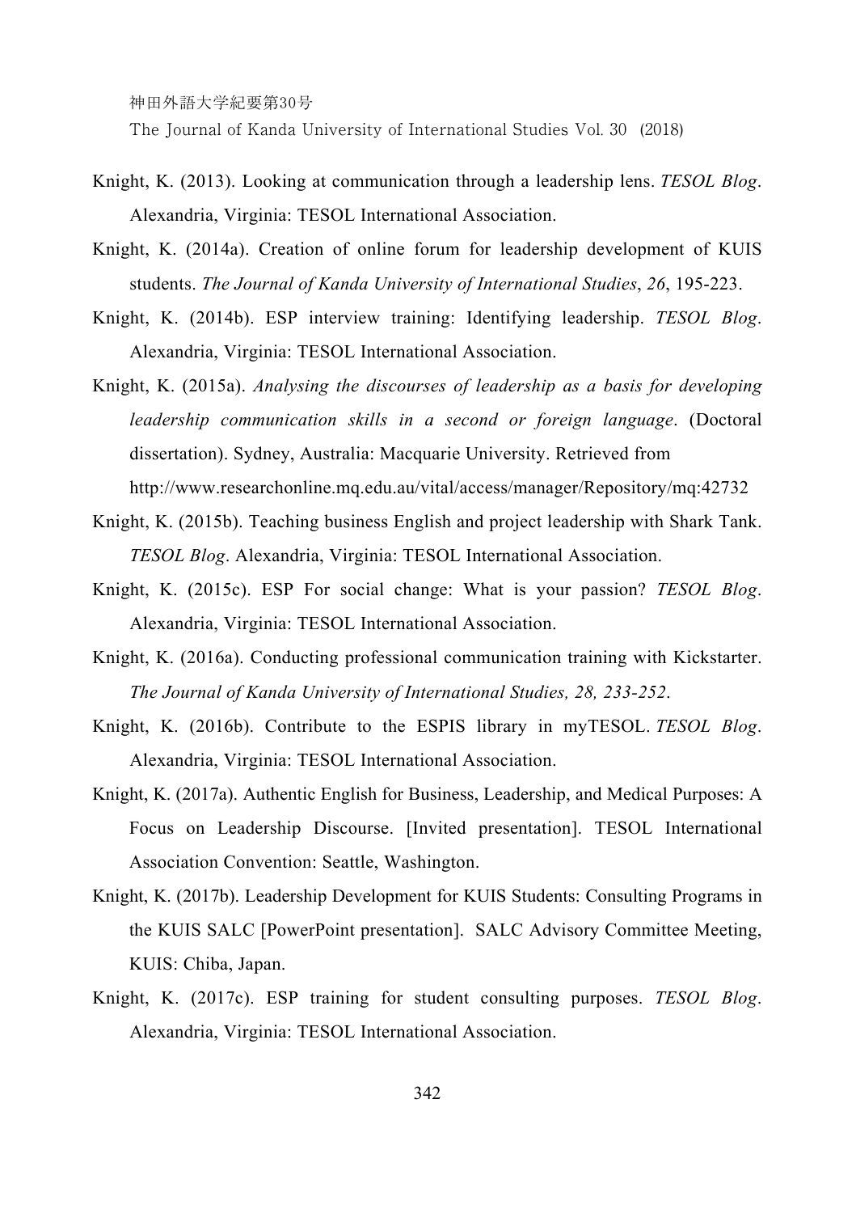Knight, K. (2013). Looking at communication through a leadership lens. *TESOL Blog*. Alexandria, Virginia: TESOL International Association.

Knight, K. (2014a). Creation of online forum for leadership development of KUIS students. *The Journal of Kanda University of International Studies*, *26*, 195-223.

Knight, K. (2014b). ESP interview training: Identifying leadership. *TESOL Blog*. Alexandria, Virginia: TESOL International Association.

Knight, K. (2015a). *Analysing the discourses of leadership as a basis for developing leadership communication skills in a second or foreign language*. (Doctoral dissertation). Sydney, Australia: Macquarie University. Retrieved from http://www.researchonline.mq.edu.au/vital/access/manager/Repository/mq:42732

Knight, K. (2015b). Teaching business English and project leadership with Shark Tank. *TESOL Blog*. Alexandria, Virginia: TESOL International Association.

Knight, K. (2015c). ESP For social change: What is your passion? *TESOL Blog*. Alexandria, Virginia: TESOL International Association.

Knight, K. (2016a). Conducting professional communication training with Kickstarter. *The Journal of Kanda University of International Studies, 28, 233-252*.

Knight, K. (2016b). Contribute to the ESPIS library in myTESOL. *TESOL Blog*. Alexandria, Virginia: TESOL International Association.

Knight, K. (2017a). Authentic English for Business, Leadership, and Medical Purposes: A Focus on Leadership Discourse. [Invited presentation]. TESOL International Association Convention: Seattle, Washington.

Knight, K. (2017b). Leadership Development for KUIS Students: Consulting Programs in the KUIS SALC [PowerPoint presentation]. SALC Advisory Committee Meeting, KUIS: Chiba, Japan.

Knight, K. (2017c). ESP training for student consulting purposes. *TESOL Blog*. Alexandria, Virginia: TESOL International Association.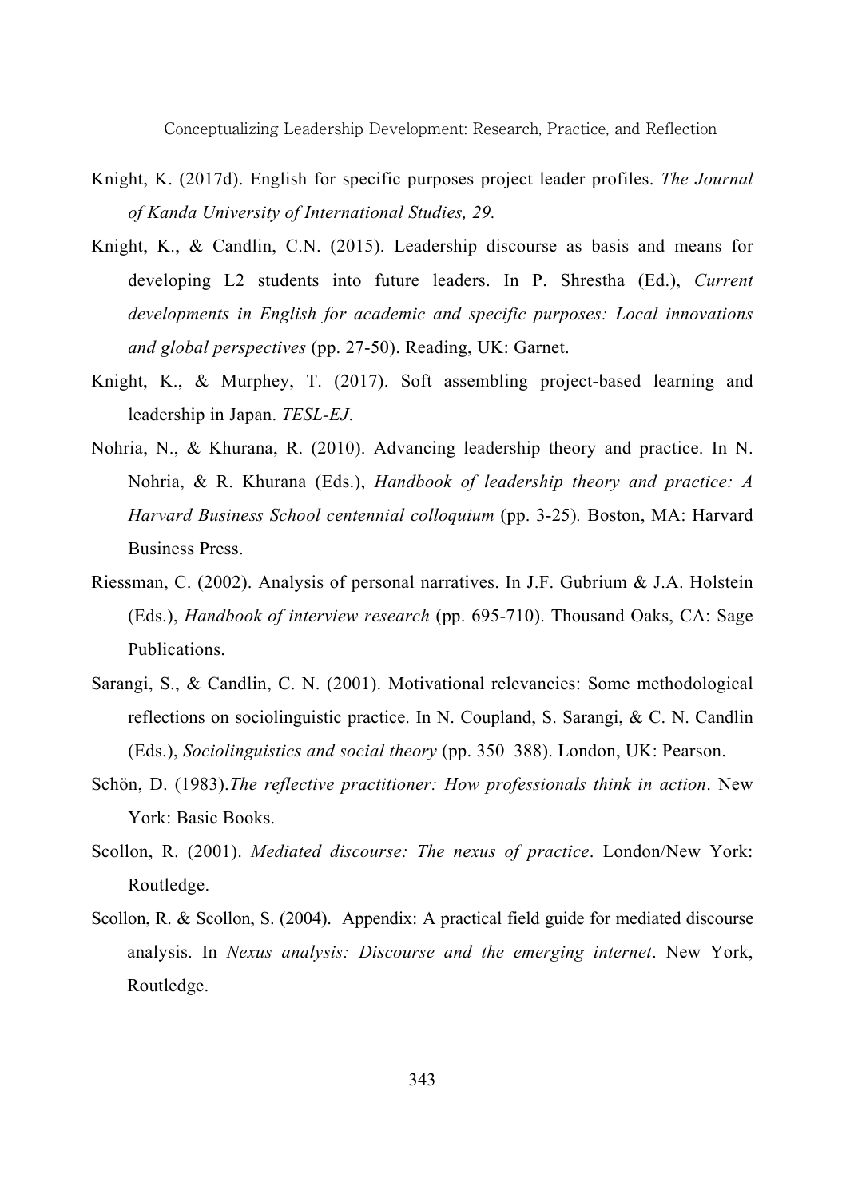Knight, K. (2017d). English for specific purposes project leader profiles. *The Journal of Kanda University of International Studies, 29.*

Knight, K., & Candlin, C.N. (2015). Leadership discourse as basis and means for developing L2 students into future leaders. In P. Shrestha (Ed.), *Current developments in English for academic and specific purposes: Local innovations and global perspectives* (pp. 27-50). Reading, UK: Garnet.

Knight, K., & Murphey, T. (2017). Soft assembling project-based learning and leadership in Japan. *TESL-EJ*.

Nohria, N., & Khurana, R. (2010). Advancing leadership theory and practice. In N. Nohria, & R. Khurana (Eds.), *Handbook of leadership theory and practice: A Harvard Business School centennial colloquium* (pp. 3-25). Boston, MA: Harvard Business Press.

Riessman, C. (2002). Analysis of personal narratives. In J.F. Gubrium & J.A. Holstein (Eds.), *Handbook of interview research* (pp. 695-710). Thousand Oaks, CA: Sage Publications.

Sarangi, S., & Candlin, C. N. (2001). Motivational relevancies: Some methodological reflections on sociolinguistic practice. In N. Coupland, S. Sarangi, & C. N. Candlin (Eds.), *Sociolinguistics and social theory* (pp. 350–388). London, UK: Pearson.

Schön, D. (1983).*The reflective practitioner: How professionals think in action*. New York: Basic Books.

Scollon, R. (2001). *Mediated discourse: The nexus of practice*. London/New York: Routledge.

Scollon, R. & Scollon, S. (2004). Appendix: A practical field guide for mediated discourse analysis. In *Nexus analysis: Discourse and the emerging internet*. New York, Routledge.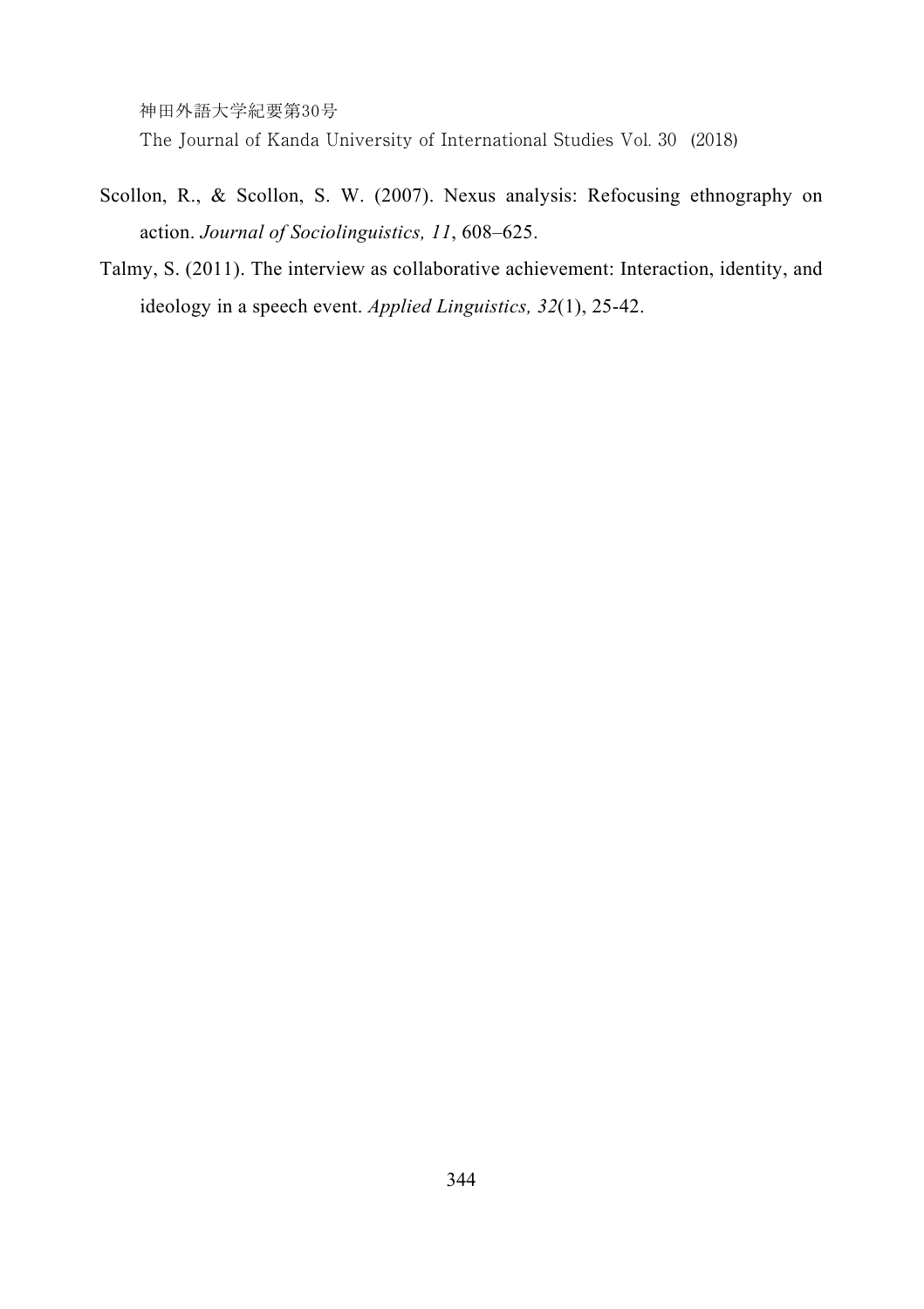Scollon, R., & Scollon, S. W. (2007). Nexus analysis: Refocusing ethnography on action. *Journal of Sociolinguistics, 11*, 608–625.

Talmy, S. (2011). The interview as collaborative achievement: Interaction, identity, and ideology in a speech event. *Applied Linguistics, 32*(1), 25-42.